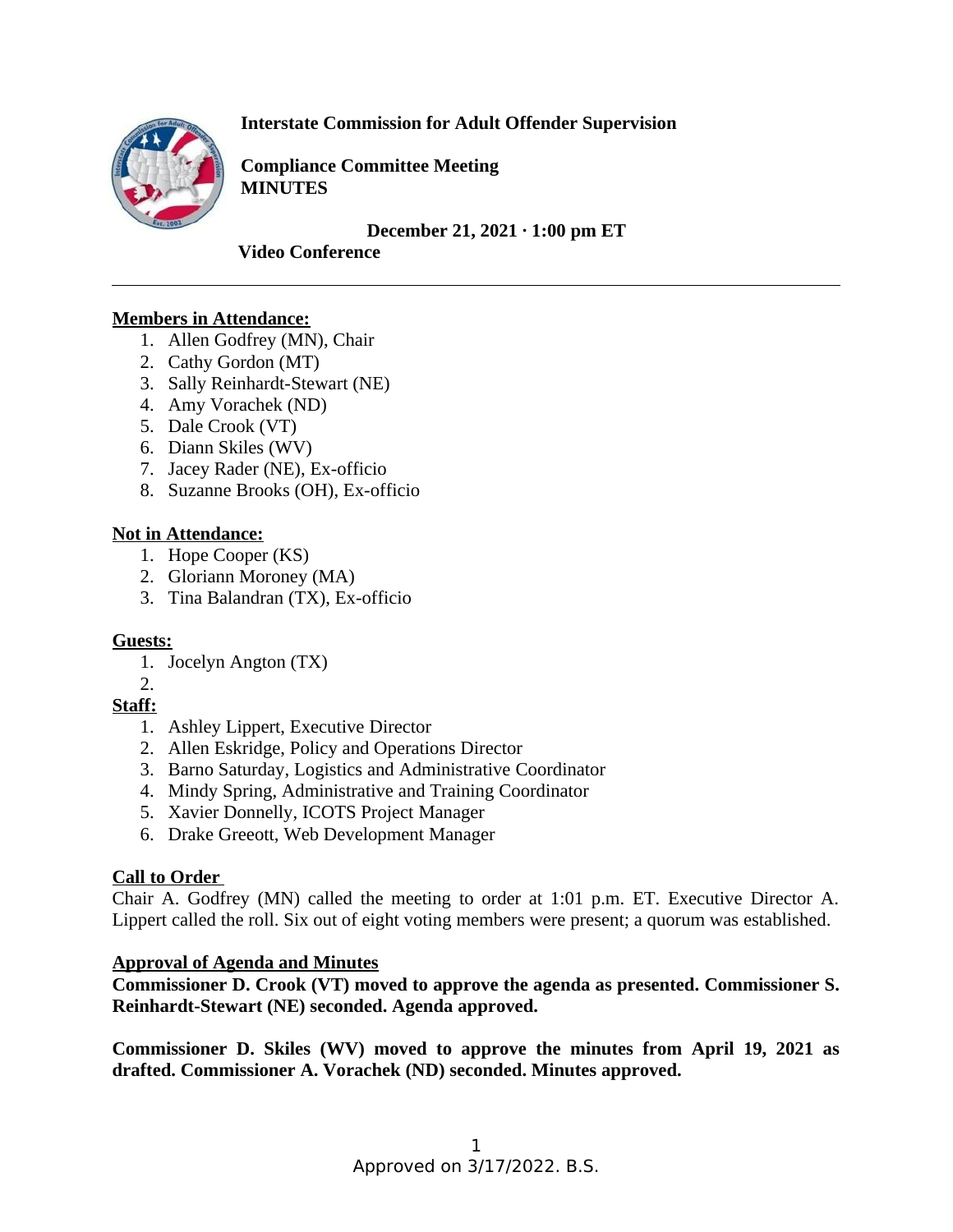**Interstate Commission for Adult Offender Supervision**

**Compliance Committee Meeting**
**MINUTES**

**December 21, 2021 · 1:00 pm ET**
**Video Conference**

---

**Members in Attendance:**

1. Allen Godfrey (MN), Chair
2. Cathy Gordon (MT)
3. Sally Reinhardt-Stewart (NE)
4. Amy Vorachek (ND)
5. Dale Crook (VT)
6. Diann Skiles (WV)
7. Jacey Rader (NE), Ex-officio
8. Suzanne Brooks (OH), Ex-officio

**Not in Attendance:**

1. Hope Cooper (KS)
2. Gloriann Moroney (MA)
3. Tina Balandran (TX), Ex-officio

**Guests:**

1. Jocelyn Angton (TX)
2.

**Staff:**

1. Ashley Lippert, Executive Director
2. Allen Eskridge, Policy and Operations Director
3. Barno Saturday, Logistics and Administrative Coordinator
4. Mindy Spring, Administrative and Training Coordinator
5. Xavier Donnelly, ICOTS Project Manager
6. Drake Greeott, Web Development Manager

**Call to Order**

Chair A. Godfrey (MN) called the meeting to order at 1:01 p.m. ET. Executive Director A. Lippert called the roll. Six out of eight voting members were present; a quorum was established.

**Approval of Agenda and Minutes**

**Commissioner D. Crook (VT) moved to approve the agenda as presented. Commissioner S. Reinhardt-Stewart (NE) seconded. Agenda approved.**

**Commissioner D. Skiles (WV) moved to approve the minutes from April 19, 2021 as drafted. Commissioner A. Vorachek (ND) seconded. Minutes approved.**

Approved on 3/17/2022. B.S.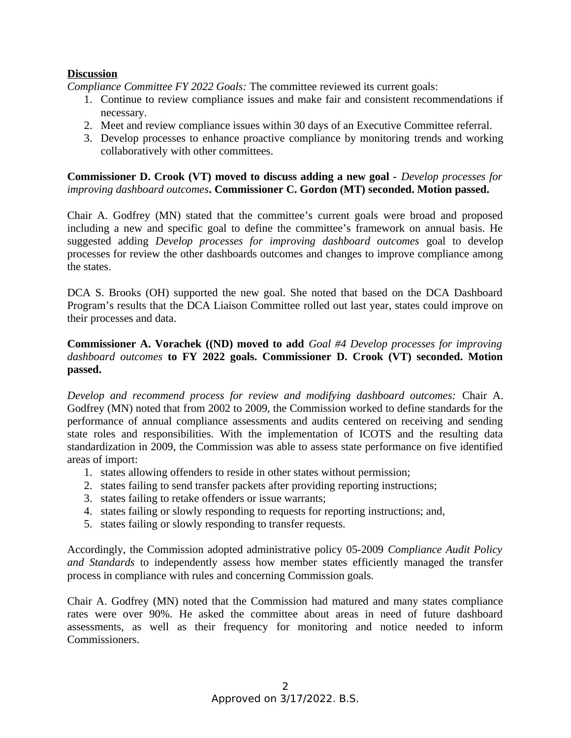**Discussion**

*Compliance Committee FY 2022 Goals:* The committee reviewed its current goals:

1. Continue to review compliance issues and make fair and consistent recommendations if necessary.
2. Meet and review compliance issues within 30 days of an Executive Committee referral.
3. Develop processes to enhance proactive compliance by monitoring trends and working collaboratively with other committees.

**Commissioner D. Crook (VT) moved to discuss adding a new goal -** *Develop processes for improving dashboard outcomes***. Commissioner C. Gordon (MT) seconded. Motion passed.**

Chair A. Godfrey (MN) stated that the committee's current goals were broad and proposed including a new and specific goal to define the committee's framework on annual basis. He suggested adding *Develop processes for improving dashboard outcomes* goal to develop processes for review the other dashboards outcomes and changes to improve compliance among the states.

DCA S. Brooks (OH) supported the new goal. She noted that based on the DCA Dashboard Program's results that the DCA Liaison Committee rolled out last year, states could improve on their processes and data.

**Commissioner A. Vorachek ((ND) moved to add** *Goal #4 Develop processes for improving dashboard outcomes* **to FY 2022 goals. Commissioner D. Crook (VT) seconded. Motion passed.**

*Develop and recommend process for review and modifying dashboard outcomes:* Chair A. Godfrey (MN) noted that from 2002 to 2009, the Commission worked to define standards for the performance of annual compliance assessments and audits centered on receiving and sending state roles and responsibilities. With the implementation of ICOTS and the resulting data standardization in 2009, the Commission was able to assess state performance on five identified areas of import:

1. states allowing offenders to reside in other states without permission;
2. states failing to send transfer packets after providing reporting instructions;
3. states failing to retake offenders or issue warrants;
4. states failing or slowly responding to requests for reporting instructions; and,
5. states failing or slowly responding to transfer requests.

Accordingly, the Commission adopted administrative policy 05-2009 *Compliance Audit Policy and Standards* to independently assess how member states efficiently managed the transfer process in compliance with rules and concerning Commission goals.

Chair A. Godfrey (MN) noted that the Commission had matured and many states compliance rates were over 90%. He asked the committee about areas in need of future dashboard assessments, as well as their frequency for monitoring and notice needed to inform Commissioners.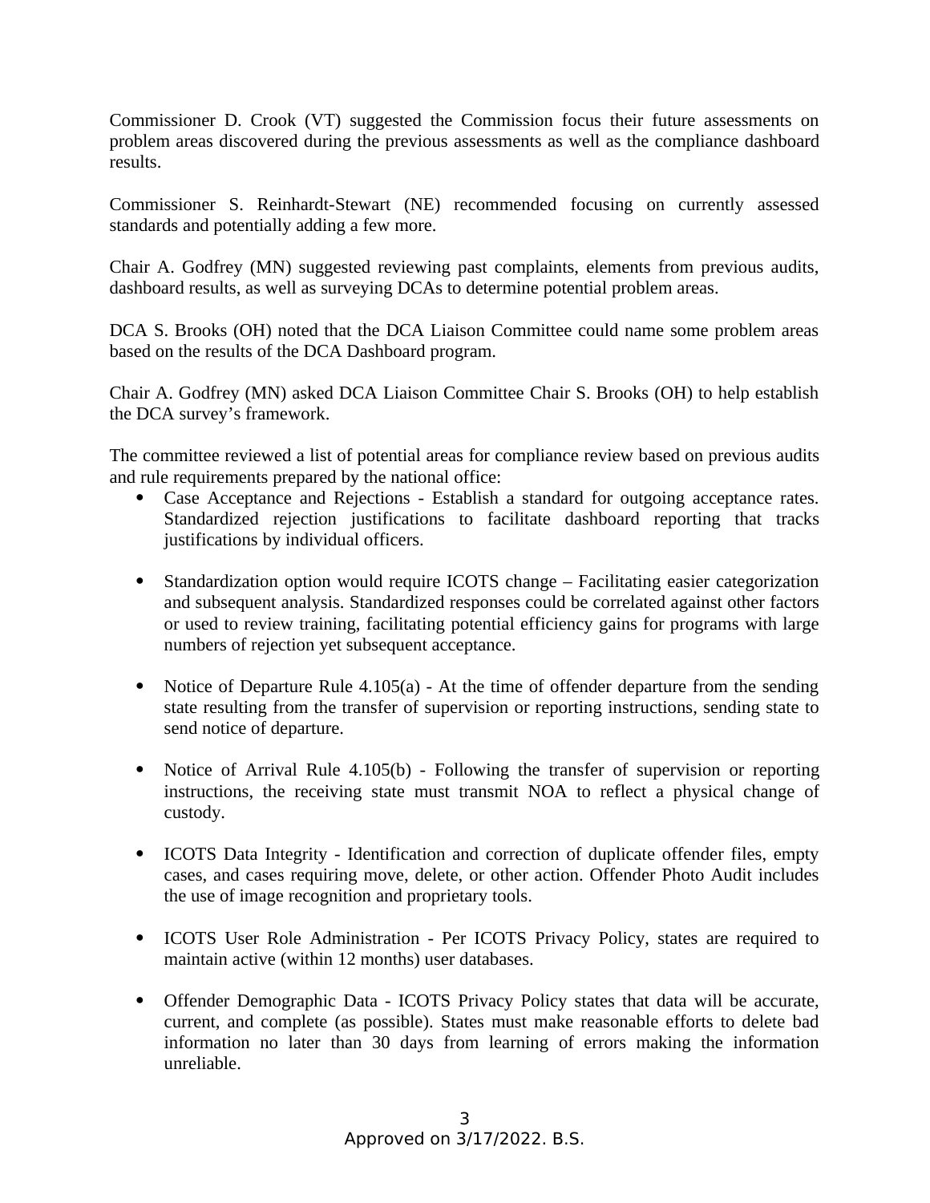Commissioner D. Crook (VT) suggested the Commission focus their future assessments on problem areas discovered during the previous assessments as well as the compliance dashboard results.

Commissioner S. Reinhardt-Stewart (NE) recommended focusing on currently assessed standards and potentially adding a few more.

Chair A. Godfrey (MN) suggested reviewing past complaints, elements from previous audits, dashboard results, as well as surveying DCAs to determine potential problem areas.

DCA S. Brooks (OH) noted that the DCA Liaison Committee could name some problem areas based on the results of the DCA Dashboard program.

Chair A. Godfrey (MN) asked DCA Liaison Committee Chair S. Brooks (OH) to help establish the DCA survey's framework.

The committee reviewed a list of potential areas for compliance review based on previous audits and rule requirements prepared by the national office:

- Case Acceptance and Rejections - Establish a standard for outgoing acceptance rates. Standardized rejection justifications to facilitate dashboard reporting that tracks justifications by individual officers.

- Standardization option would require ICOTS change – Facilitating easier categorization and subsequent analysis. Standardized responses could be correlated against other factors or used to review training, facilitating potential efficiency gains for programs with large numbers of rejection yet subsequent acceptance.

- Notice of Departure Rule 4.105(a) - At the time of offender departure from the sending state resulting from the transfer of supervision or reporting instructions, sending state to send notice of departure.

- Notice of Arrival Rule 4.105(b) - Following the transfer of supervision or reporting instructions, the receiving state must transmit NOA to reflect a physical change of custody.

- ICOTS Data Integrity - Identification and correction of duplicate offender files, empty cases, and cases requiring move, delete, or other action. Offender Photo Audit includes the use of image recognition and proprietary tools.

- ICOTS User Role Administration - Per ICOTS Privacy Policy, states are required to maintain active (within 12 months) user databases.

- Offender Demographic Data - ICOTS Privacy Policy states that data will be accurate, current, and complete (as possible). States must make reasonable efforts to delete bad information no later than 30 days from learning of errors making the information unreliable.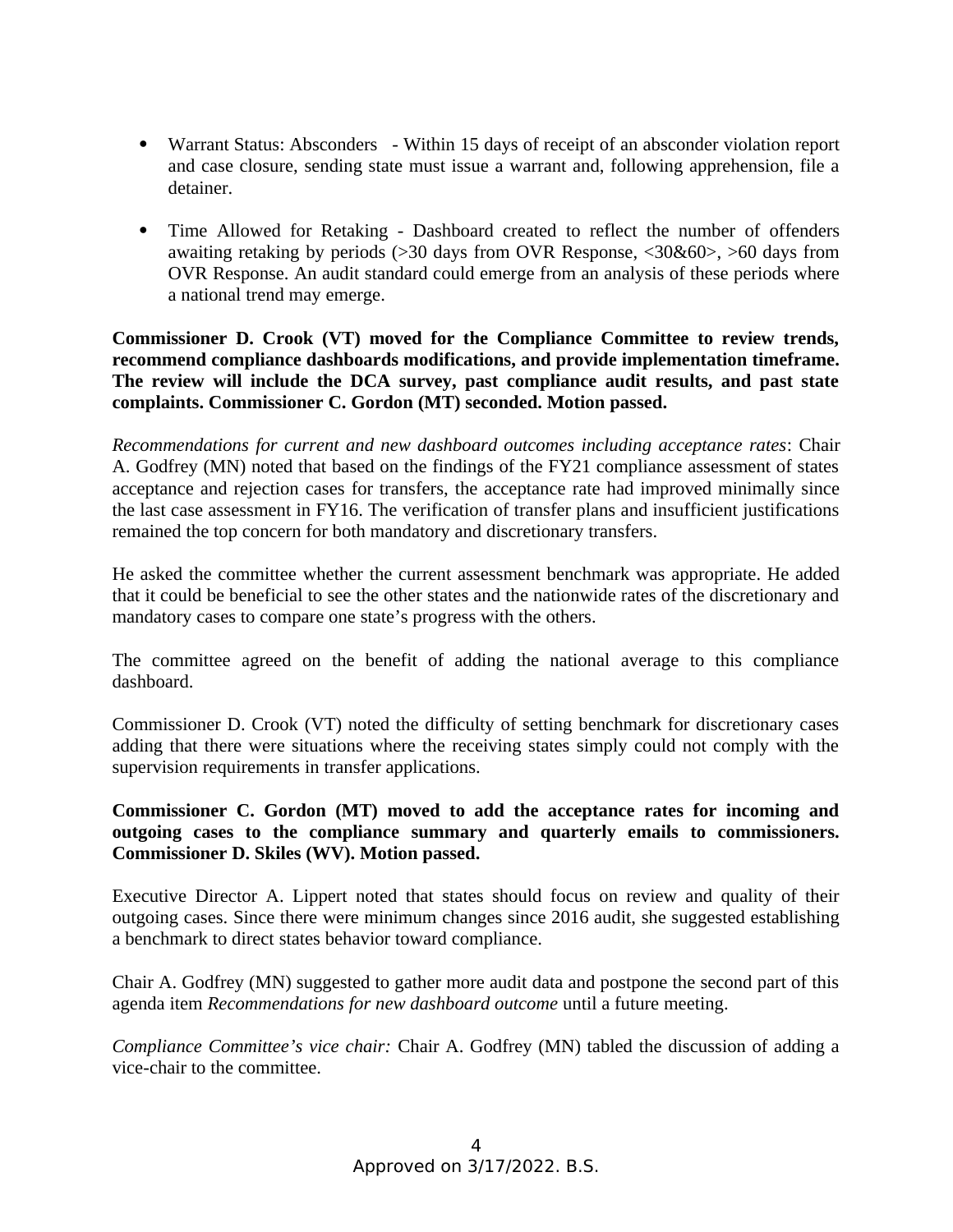- Warrant Status: Absconders - Within 15 days of receipt of an absconder violation report and case closure, sending state must issue a warrant and, following apprehension, file a detainer.

- Time Allowed for Retaking - Dashboard created to reflect the number of offenders awaiting retaking by periods (>30 days from OVR Response, <30&60>, >60 days from OVR Response. An audit standard could emerge from an analysis of these periods where a national trend may emerge.

**Commissioner D. Crook (VT) moved for the Compliance Committee to review trends, recommend compliance dashboards modifications, and provide implementation timeframe. The review will include the DCA survey, past compliance audit results, and past state complaints. Commissioner C. Gordon (MT) seconded. Motion passed.**

*Recommendations for current and new dashboard outcomes including acceptance rates*: Chair A. Godfrey (MN) noted that based on the findings of the FY21 compliance assessment of states acceptance and rejection cases for transfers, the acceptance rate had improved minimally since the last case assessment in FY16. The verification of transfer plans and insufficient justifications remained the top concern for both mandatory and discretionary transfers.

He asked the committee whether the current assessment benchmark was appropriate. He added that it could be beneficial to see the other states and the nationwide rates of the discretionary and mandatory cases to compare one state's progress with the others.

The committee agreed on the benefit of adding the national average to this compliance dashboard.

Commissioner D. Crook (VT) noted the difficulty of setting benchmark for discretionary cases adding that there were situations where the receiving states simply could not comply with the supervision requirements in transfer applications.

**Commissioner C. Gordon (MT) moved to add the acceptance rates for incoming and outgoing cases to the compliance summary and quarterly emails to commissioners. Commissioner D. Skiles (WV). Motion passed.**

Executive Director A. Lippert noted that states should focus on review and quality of their outgoing cases. Since there were minimum changes since 2016 audit, she suggested establishing a benchmark to direct states behavior toward compliance.

Chair A. Godfrey (MN) suggested to gather more audit data and postpone the second part of this agenda item *Recommendations for new dashboard outcome* until a future meeting.

*Compliance Committee's vice chair:* Chair A. Godfrey (MN) tabled the discussion of adding a vice-chair to the committee.

Approved on 3/17/2022. B.S.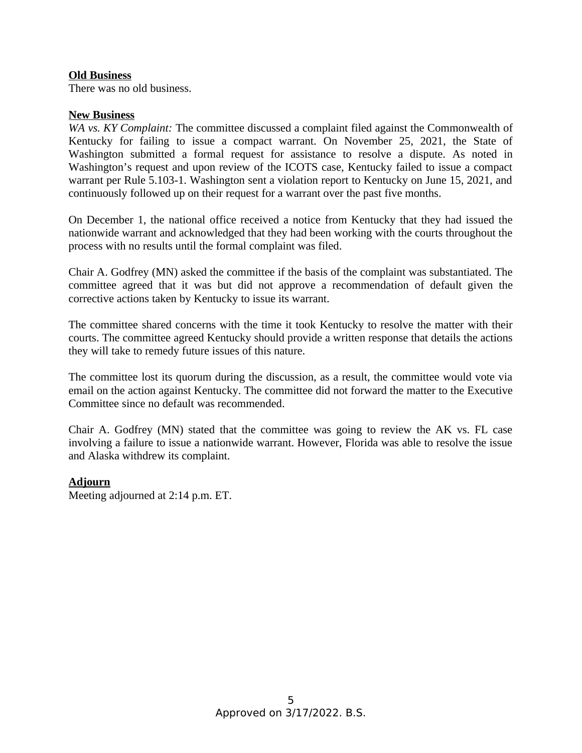**Old Business**

There was no old business.

**New Business**

*WA vs. KY Complaint:* The committee discussed a complaint filed against the Commonwealth of Kentucky for failing to issue a compact warrant. On November 25, 2021, the State of Washington submitted a formal request for assistance to resolve a dispute. As noted in Washington's request and upon review of the ICOTS case, Kentucky failed to issue a compact warrant per Rule 5.103-1. Washington sent a violation report to Kentucky on June 15, 2021, and continuously followed up on their request for a warrant over the past five months.

On December 1, the national office received a notice from Kentucky that they had issued the nationwide warrant and acknowledged that they had been working with the courts throughout the process with no results until the formal complaint was filed.

Chair A. Godfrey (MN) asked the committee if the basis of the complaint was substantiated. The committee agreed that it was but did not approve a recommendation of default given the corrective actions taken by Kentucky to issue its warrant.

The committee shared concerns with the time it took Kentucky to resolve the matter with their courts. The committee agreed Kentucky should provide a written response that details the actions they will take to remedy future issues of this nature.

The committee lost its quorum during the discussion, as a result, the committee would vote via email on the action against Kentucky. The committee did not forward the matter to the Executive Committee since no default was recommended.

Chair A. Godfrey (MN) stated that the committee was going to review the AK vs. FL case involving a failure to issue a nationwide warrant. However, Florida was able to resolve the issue and Alaska withdrew its complaint.

**Adjourn**

Meeting adjourned at 2:14 p.m. ET.

Approved on 3/17/2022. B.S.